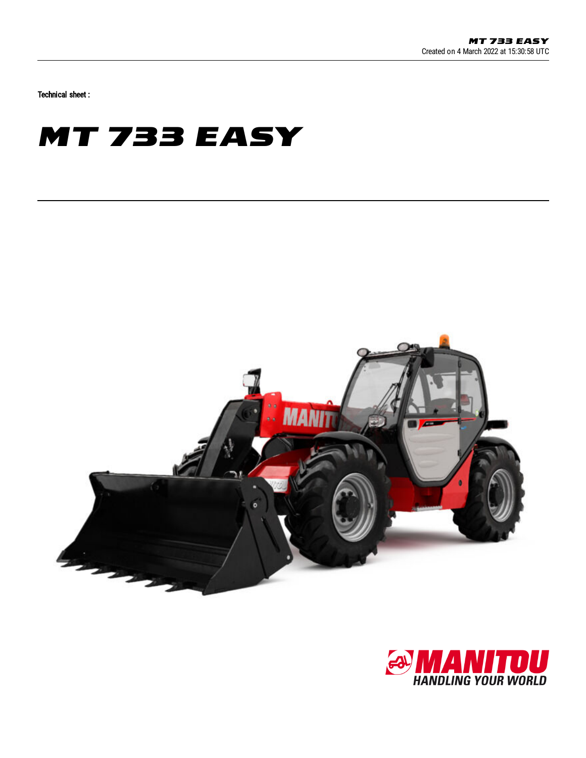Technical sheet :

# MT 733 EASY

Created on 4 March 2022 at 15:30:58 UTC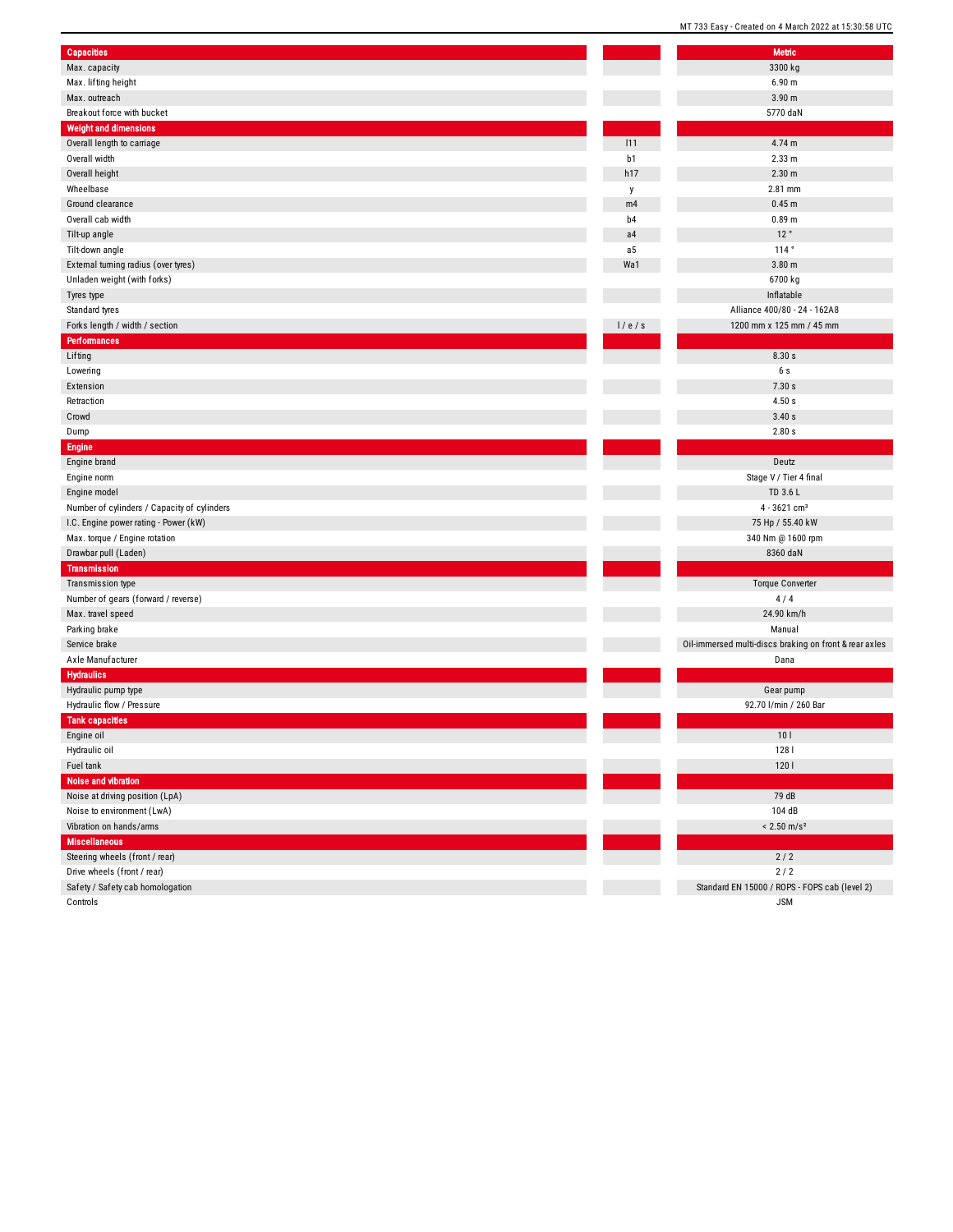| Capacities | | Metric |
|---|---|---|
| Max. capacity | | 3300 kg |
| Max. lifting height | | 6.90 m |
| Max. outreach | | 3.90 m |
| Breakout force with bucket | | 5770 daN |
| **Weight and dimensions** | | |
| Overall length to carriage | l11 | 4.74 m |
| Overall width | b1 | 2.33 m |
| Overall height | h17 | 2.30 m |
| Wheelbase | y | 2.81 mm |
| Ground clearance | m4 | 0.45 m |
| Overall cab width | b4 | 0.89 m |
| Tilt-up angle | a4 | 12 ° |
| Tilt-down angle | a5 | 114 ° |
| External turning radius (over tyres) | Wa1 | 3.80 m |
| Unladen weight (with forks) | | 6700 kg |
| Tyres type | | Inflatable |
| Standard tyres | | Alliance 400/80 - 24 - 162A8 |
| Forks length / width / section | l / e / s | 1200 mm x 125 mm / 45 mm |
| **Performances** | | |
| Lifting | | 8.30 s |
| Lowering | | 6 s |
| Extension | | 7.30 s |
| Retraction | | 4.50 s |
| Crowd | | 3.40 s |
| Dump | | 2.80 s |
| **Engine** | | |
| Engine brand | | Deutz |
| Engine norm | | Stage V / Tier 4 final |
| Engine model | | TD 3.6 L |
| Number of cylinders / Capacity of cylinders | | 4 - 3621 cm³ |
| I.C. Engine power rating - Power (kW) | | 75 Hp / 55.40 kW |
| Max. torque / Engine rotation | | 340 Nm @ 1600 rpm |
| Drawbar pull (Laden) | | 8360 daN |
| **Transmission** | | |
| Transmission type | | Torque Converter |
| Number of gears (forward / reverse) | | 4 / 4 |
| Max. travel speed | | 24.90 km/h |
| Parking brake | | Manual |
| Service brake | | Oil-immersed multi-discs braking on front & rear axles |
| Axle Manufacturer | | Dana |
| **Hydraulics** | | |
| Hydraulic pump type | | Gear pump |
| Hydraulic flow / Pressure | | 92.70 l/min / 260 Bar |
| **Tank capacities** | | |
| Engine oil | | 10 l |
| Hydraulic oil | | 128 l |
| Fuel tank | | 120 l |
| **Noise and vibration** | | |
| Noise at driving position (LpA) | | 79 dB |
| Noise to environment (LwA) | | 104 dB |
| Vibration on hands/arms | | < 2.50 m/s² |
| **Miscellaneous** | | |
| Steering wheels (front / rear) | | 2 / 2 |
| Drive wheels (front / rear) | | 2 / 2 |
| Safety / Safety cab homologation | | Standard EN 15000 / ROPS - FOPS cab (level 2) |
| Controls | | JSM |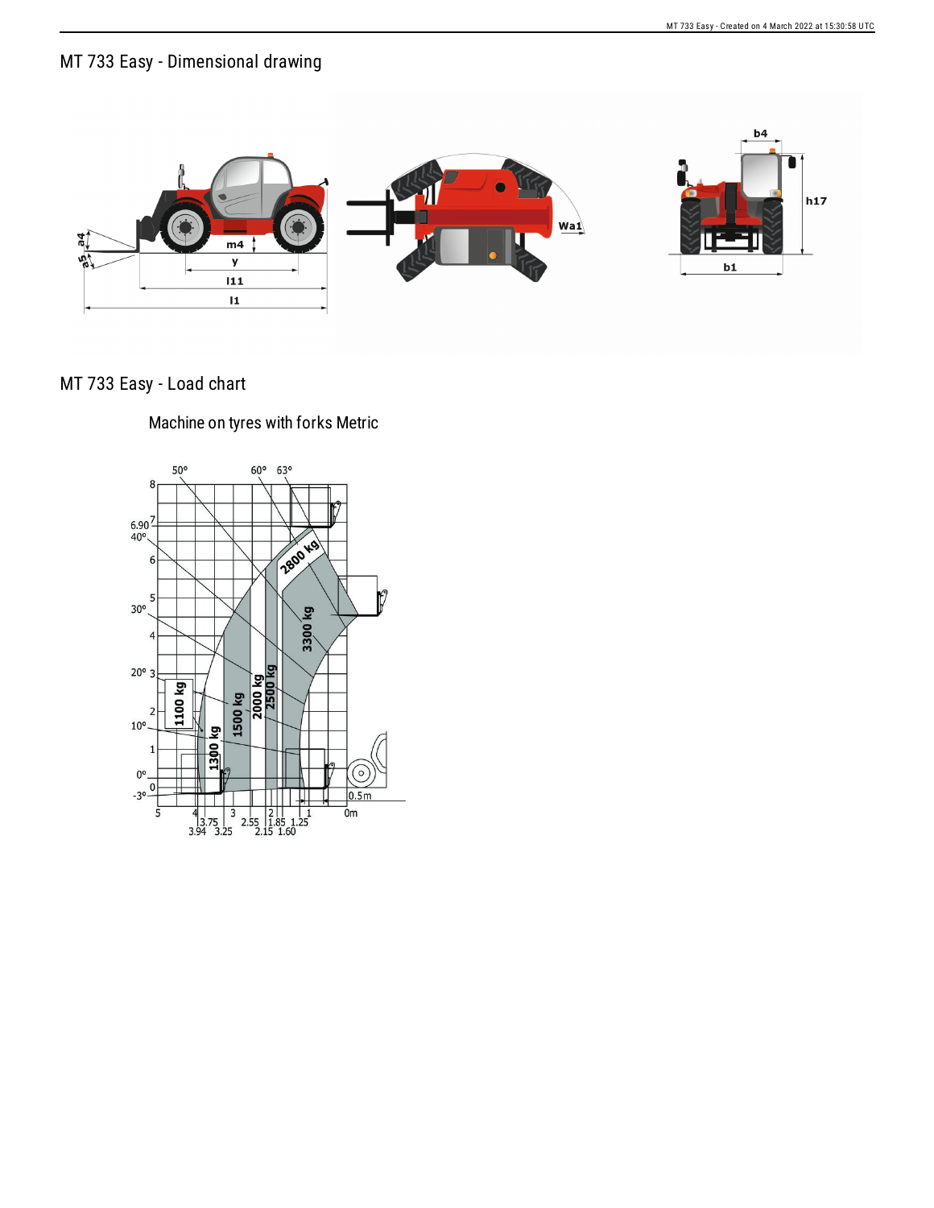# MT 733 Easy - Dimensional drawing

# MT 733 Easy - Load chart

Machine on tyres with forks Metric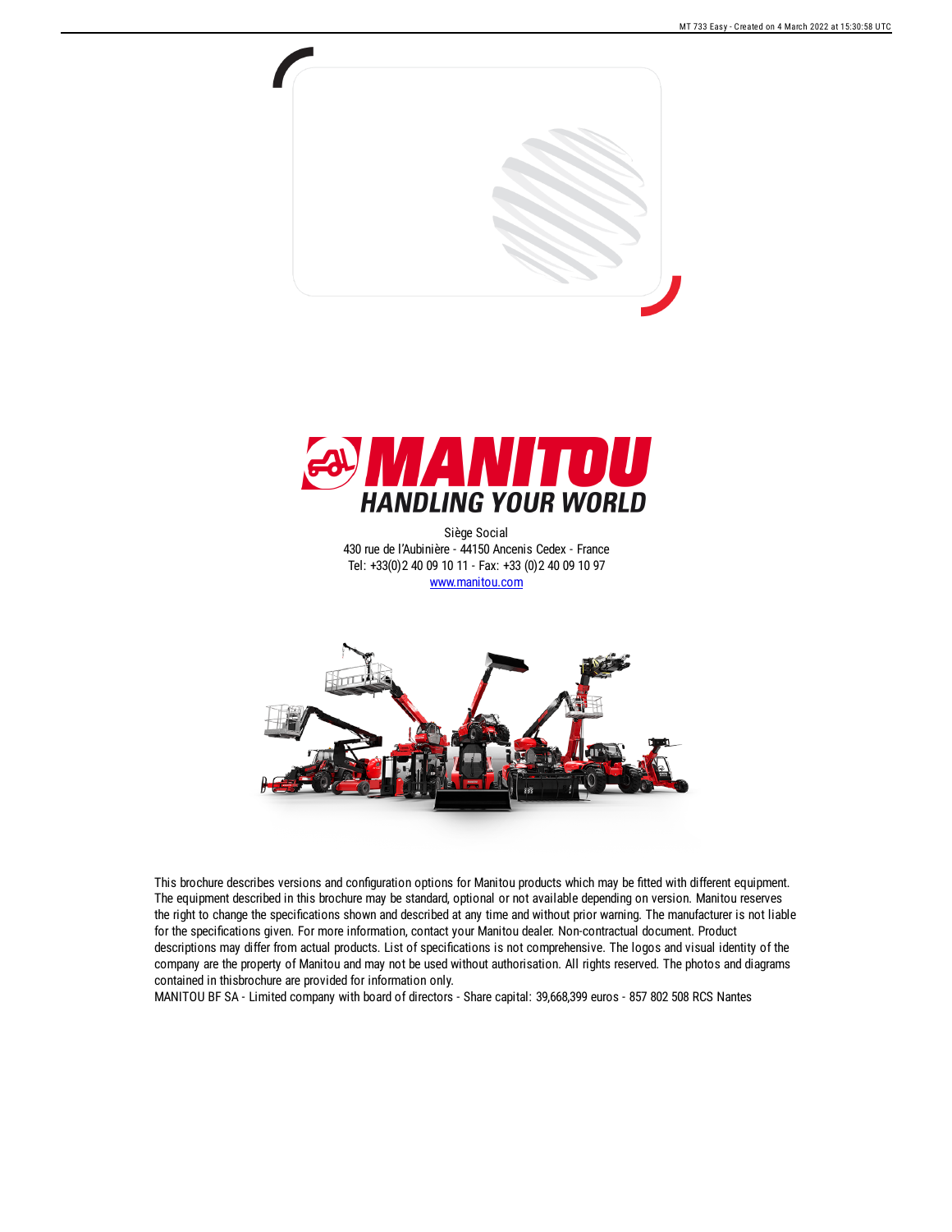Siège Social
430 rue de l'Aubinière - 44150 Ancenis Cedex - France
Tel: +33(0)2 40 09 10 11 - Fax: +33 (0)2 40 09 10 97
www.manitou.com

This brochure describes versions and configuration options for Manitou products which may be fitted with different equipment. The equipment described in this brochure may be standard, optional or not available depending on version. Manitou reserves the right to change the specifications shown and described at any time and without prior warning. The manufacturer is not liable for the specifications given. For more information, contact your Manitou dealer. Non-contractual document. Product descriptions may differ from actual products. List of specifications is not comprehensive. The logos and visual identity of the company are the property of Manitou and may not be used without authorisation. All rights reserved. The photos and diagrams contained in thisbrochure are provided for information only.
MANITOU BF SA - Limited company with board of directors - Share capital: 39,668,399 euros - 857 802 508 RCS Nantes